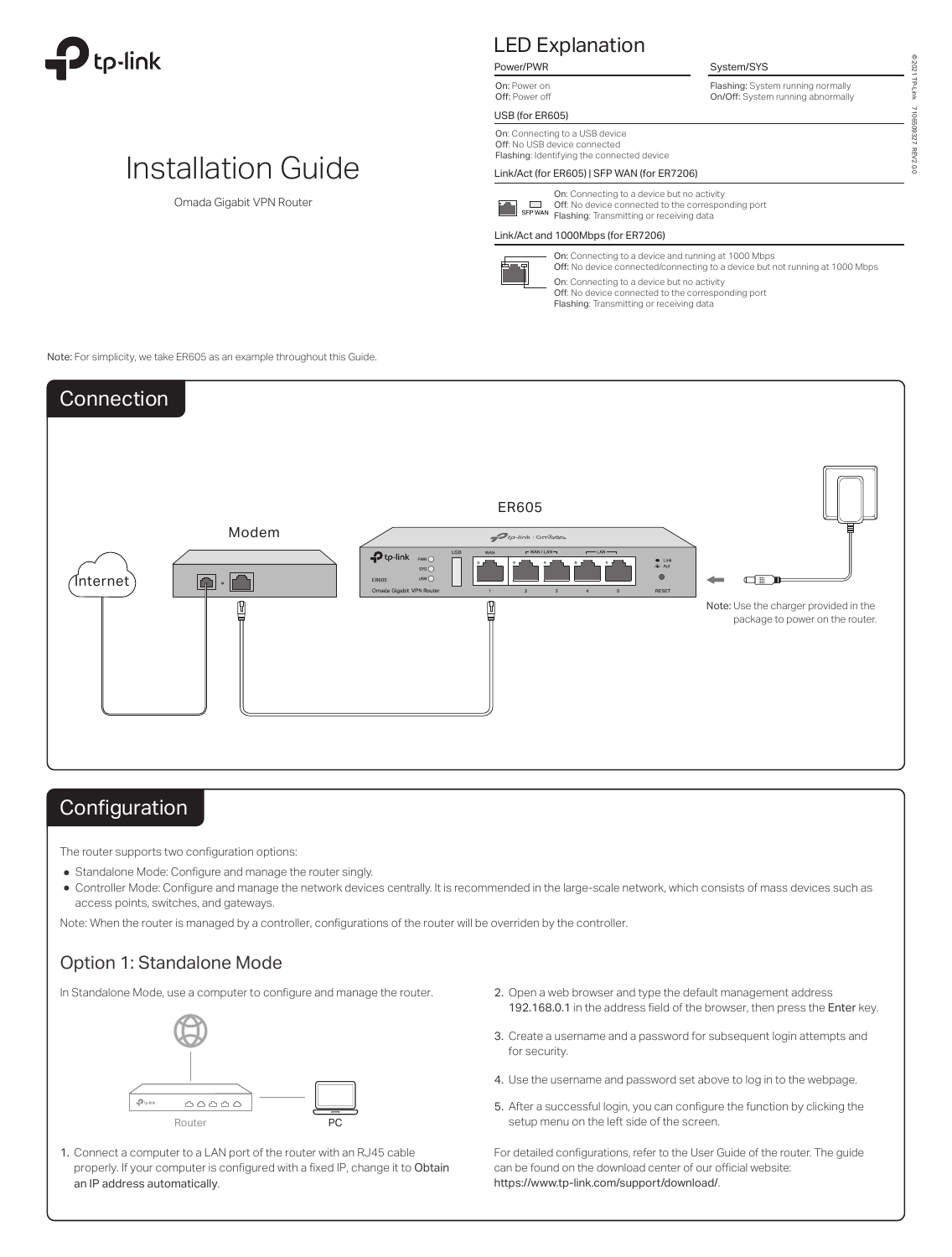# Installation Guide

Omada Gigabit VPN Router

## LED Explanation

**Power/PWR**

On: Power on
Off: Power off

**System/SYS**

Flashing: System running normally
On/Off: System running abnormally

**USB (for ER605)**

On: Connecting to a USB device
Off: No USB device connected
Flashing: Identifying the connected device

**Link/Act (for ER605) | SFP WAN (for ER7206)**

On: Connecting to a device but no activity
Off: No device connected to the corresponding port
Flashing: Transmitting or receiving data

**Link/Act and 1000Mbps (for ER7206)**

On: Connecting to a device and running at 1000 Mbps
Off: No device connected/connecting to a device but not running at 1000 Mbps

On: Connecting to a device but no activity
Off: No device connected to the corresponding port
Flashing: Transmitting or receiving data

Note: For simplicity, we take ER605 as an example throughout this Guide.

## Connection

Internet — Modem — ER605

Note: Use the charger provided in the package to power on the router.

## Configuration

The router supports two configuration options:

- Standalone Mode: Configure and manage the router singly.
- Controller Mode: Configure and manage the network devices centrally. It is recommended in the large-scale network, which consists of mass devices such as access points, switches, and gateways.

Note: When the router is managed by a controller, configurations of the router will be overriden by the controller.

### Option 1: Standalone Mode

In Standalone Mode, use a computer to configure and manage the router.

Router — PC

1. Connect a computer to a LAN port of the router with an RJ45 cable properly. If your computer is configured with a fixed IP, change it to Obtain an IP address automatically.
2. Open a web browser and type the default management address 192.168.0.1 in the address field of the browser, then press the Enter key.
3. Create a username and a password for subsequent login attempts and for security.
4. Use the username and password set above to log in to the webpage.
5. After a successful login, you can configure the function by clicking the setup menu on the left side of the screen.

For detailed configurations, refer to the User Guide of the router. The guide can be found on the download center of our official website: https://www.tp-link.com/support/download/.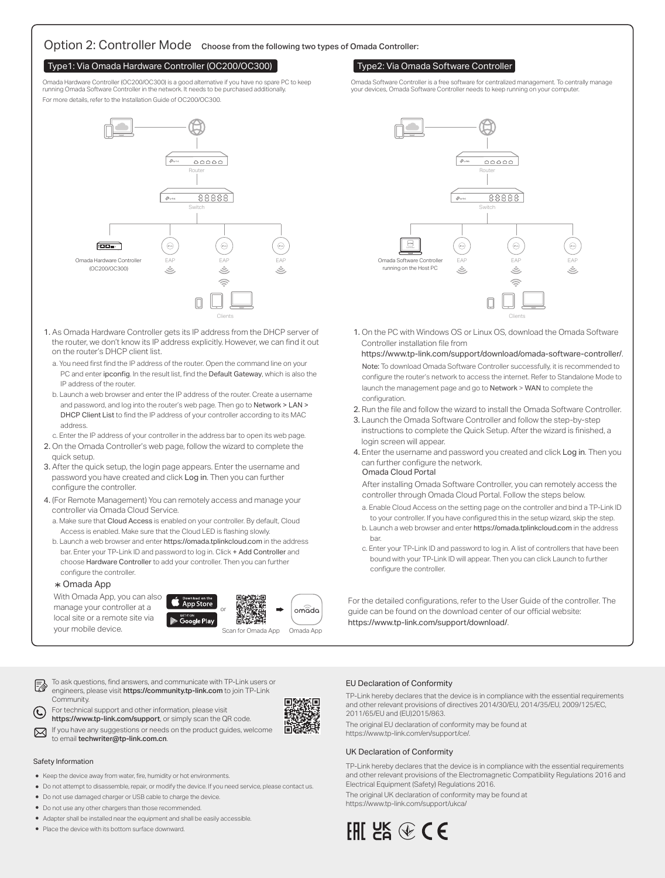# Option 2: Controller Mode

**Choose from the following two types of Omada Controller:**

## Type1: Via Omada Hardware Controller (OC200/OC300)

Omada Hardware Controller (OC200/OC300) is a good alternative if you have no spare PC to keep running Omada Software Controller in the network. It needs to be purchased additionally.

For more details, refer to the Installation Guide of OC200/OC300.

Router

Switch

Omada Hardware Controller (OC200/OC300)

EAP

EAP

EAP

Clients

1. As Omada Hardware Controller gets its IP address from the DHCP server of the router, we don't know its IP address explicitly. However, we can find it out on the router's DHCP client list.
   a. You need first find the IP address of the router. Open the command line on your PC and enter **ipconfig**. In the result list, find the **Default Gateway**, which is also the IP address of the router.
   b. Launch a web browser and enter the IP address of the router. Create a username and password, and log into the router's web page. Then go to **Network > LAN > DHCP Client List** to find the IP address of your controller according to its MAC address.
   c. Enter the IP address of your controller in the address bar to open its web page.
2. On the Omada Controller's web page, follow the wizard to complete the quick setup.
3. After the quick setup, the login page appears. Enter the username and password you have created and click **Log in**. Then you can further configure the controller.
4. (For Remote Management) You can remotely access and manage your controller via Omada Cloud Service.
   a. Make sure that **Cloud Access** is enabled on your controller. By default, Cloud Access is enabled. Make sure that the Cloud LED is flashing slowly.
   b. Launch a web browser and enter **https://omada.tplinkcloud.com** in the address bar. Enter your TP-Link ID and password to log in. Click **+ Add Controller** and choose **Hardware Controller** to add your controller. Then you can further configure the controller.

### * Omada App

With Omada App, you can also manage your controller at a local site or a remote site via your mobile device.

Download on the App Store

GET IT ON Google Play

or

Scan for Omada App

Omada App

## Type2: Via Omada Software Controller

Omada Software Controller is a free software for centralized management. To centrally manage your devices, Omada Software Controller needs to keep running on your computer.

Router

Switch

Omada Software Controller running on the Host PC

EAP

EAP

EAP

Clients

1. On the PC with Windows OS or Linux OS, download the Omada Software Controller installation file from https://www.tp-link.com/support/download/omada-software-controller/.
   **Note:** To download Omada Software Controller successfully, it is recommended to configure the router's network to access the internet. Refer to Standalone Mode to launch the management page and go to **Network** > **WAN** to complete the configuration.
2. Run the file and follow the wizard to install the Omada Software Controller.
3. Launch the Omada Software Controller and follow the step-by-step instructions to complete the Quick Setup. After the wizard is finished, a login screen will appear.
4. Enter the username and password you created and click **Log in**. Then you can further configure the network.

### Omada Cloud Portal

After installing Omada Software Controller, you can remotely access the controller through Omada Cloud Portal. Follow the steps below.

a. Enable Cloud Access on the setting page on the controller and bind a TP-Link ID to your controller. If you have configured this in the setup wizard, skip the step.
b. Launch a web browser and enter **https://omada.tplinkcloud.com** in the address bar.
c. Enter your TP-Link ID and password to log in. A list of controllers that have been bound with your TP-Link ID will appear. Then you can click Launch to further configure the controller.

For the detailed configurations, refer to the User Guide of the controller. The guide can be found on the download center of our official website: https://www.tp-link.com/support/download/.

---

To ask questions, find answers, and communicate with TP-Link users or engineers, please visit **https://community.tp-link.com** to join TP-Link Community.

For technical support and other information, please visit **https://www.tp-link.com/support**, or simply scan the QR code.

If you have any suggestions or needs on the product guides, welcome to email **techwriter@tp-link.com.cn**.

### Safety Information

- Keep the device away from water, fire, humidity or hot environments.
- Do not attempt to disassemble, repair, or modify the device. If you need service, please contact us.
- Do not use damaged charger or USB cable to charge the device.
- Do not use any other chargers than those recommended.
- Adapter shall be installed near the equipment and shall be easily accessible.
- Place the device with its bottom surface downward.

### EU Declaration of Conformity

TP-Link hereby declares that the device is in compliance with the essential requirements and other relevant provisions of directives 2014/30/EU, 2014/35/EU, 2009/125/EC, 2011/65/EU and (EU)2015/863.

The original EU declaration of conformity may be found at https://www.tp-link.com/en/support/ce/.

### UK Declaration of Conformity

TP-Link hereby declares that the device is in compliance with the essential requirements and other relevant provisions of the Electromagnetic Compatibility Regulations 2016 and Electrical Equipment (Safety) Regulations 2016.

The original UK declaration of conformity may be found at https://www.tp-link.com/support/ukca/